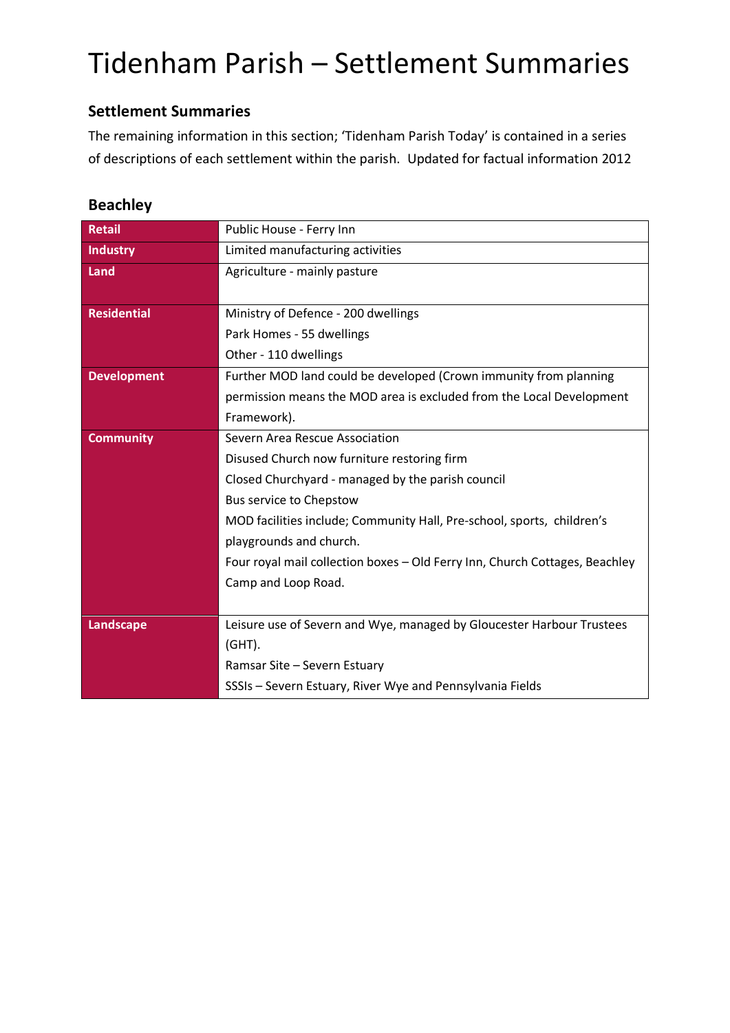# Tidenham Parish – Settlement Summaries

### Settlement Summaries

The remaining information in this section; 'Tidenham Parish Today' is contained in a series of descriptions of each settlement within the parish. Updated for factual information 2012

### Beachley

| | |
|---|---|
| **Retail** | Public House - Ferry Inn |
| **Industry** | Limited manufacturing activities |
| **Land** | Agriculture - mainly pasture |
| **Residential** | Ministry of Defence - 200 dwellings<br>Park Homes - 55 dwellings<br>Other - 110 dwellings |
| **Development** | Further MOD land could be developed (Crown immunity from planning permission means the MOD area is excluded from the Local Development Framework). |
| **Community** | Severn Area Rescue Association<br>Disused Church now furniture restoring firm<br>Closed Churchyard - managed by the parish council<br>Bus service to Chepstow<br>MOD facilities include; Community Hall, Pre-school, sports, children's playgrounds and church.<br>Four royal mail collection boxes – Old Ferry Inn, Church Cottages, Beachley Camp and Loop Road. |
| **Landscape** | Leisure use of Severn and Wye, managed by Gloucester Harbour Trustees (GHT).<br>Ramsar Site – Severn Estuary<br>SSSIs – Severn Estuary, River Wye and Pennsylvania Fields |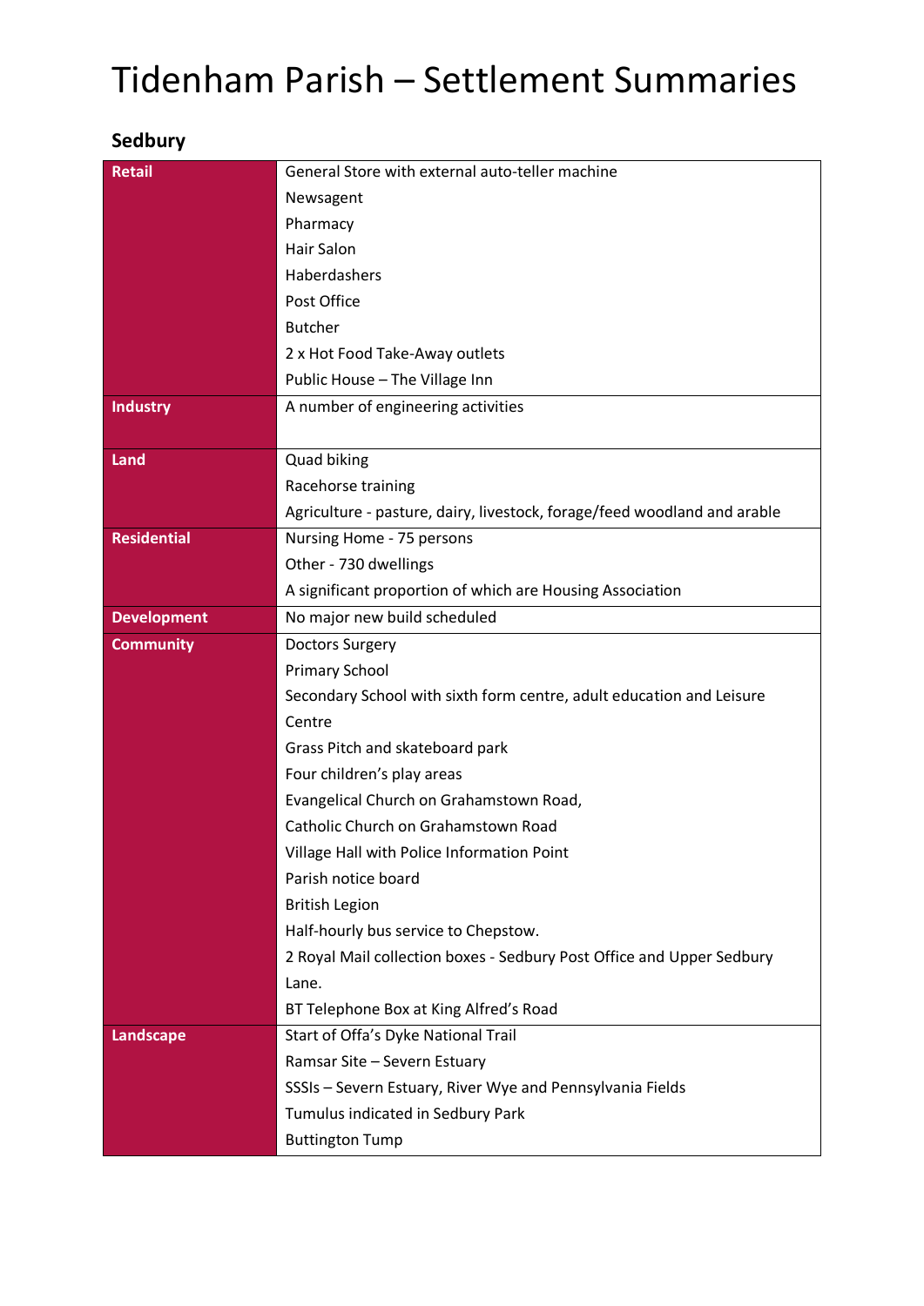# Tidenham Parish – Settlement Summaries

## Sedbury

| | |
|---|---|
| **Retail** | General Store with external auto-teller machine<br>Newsagent<br>Pharmacy<br>Hair Salon<br>Haberdashers<br>Post Office<br>Butcher<br>2 x Hot Food Take-Away outlets<br>Public House – The Village Inn |
| **Industry** | A number of engineering activities |
| **Land** | Quad biking<br>Racehorse training<br>Agriculture - pasture, dairy, livestock, forage/feed woodland and arable |
| **Residential** | Nursing Home - 75 persons<br>Other - 730 dwellings<br>A significant proportion of which are Housing Association |
| **Development** | No major new build scheduled |
| **Community** | Doctors Surgery<br>Primary School<br>Secondary School with sixth form centre, adult education and Leisure Centre<br>Grass Pitch and skateboard park<br>Four children's play areas<br>Evangelical Church on Grahamstown Road,<br>Catholic Church on Grahamstown Road<br>Village Hall with Police Information Point<br>Parish notice board<br>British Legion<br>Half-hourly bus service to Chepstow.<br>2 Royal Mail collection boxes - Sedbury Post Office and Upper Sedbury Lane.<br>BT Telephone Box at King Alfred's Road |
| **Landscape** | Start of Offa's Dyke National Trail<br>Ramsar Site – Severn Estuary<br>SSSIs – Severn Estuary, River Wye and Pennsylvania Fields<br>Tumulus indicated in Sedbury Park<br>Buttington Tump |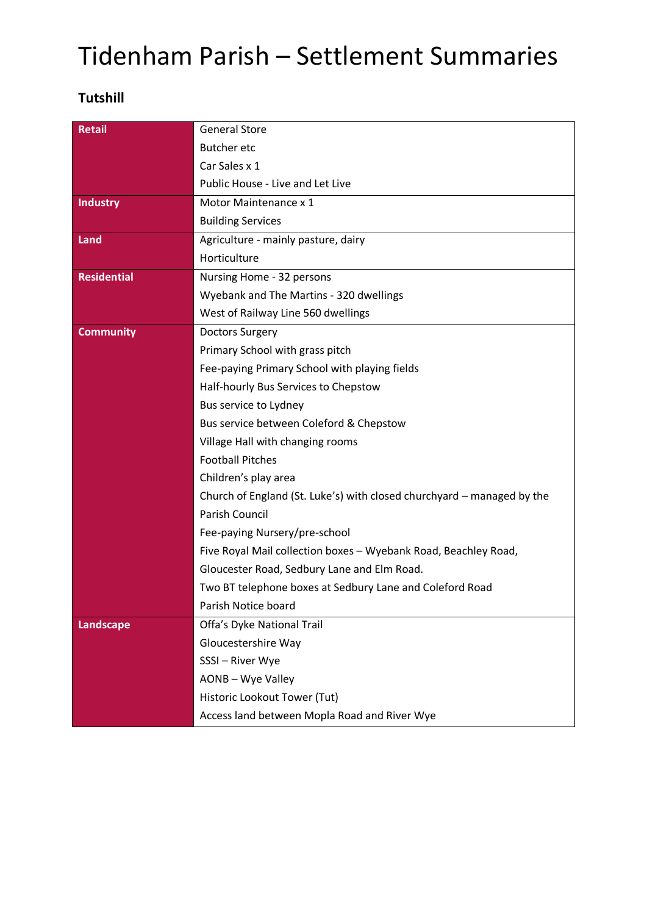# Tidenham Parish – Settlement Summaries

## Tutshill

| | |
|---|---|
| **Retail** | General Store |
| | Butcher etc |
| | Car Sales x 1 |
| | Public House - Live and Let Live |
| **Industry** | Motor Maintenance x 1 |
| | Building Services |
| **Land** | Agriculture - mainly pasture, dairy |
| | Horticulture |
| **Residential** | Nursing Home - 32 persons |
| | Wyebank and The Martins - 320 dwellings |
| | West of Railway Line 560 dwellings |
| **Community** | Doctors Surgery |
| | Primary School with grass pitch |
| | Fee-paying Primary School with playing fields |
| | Half-hourly Bus Services to Chepstow |
| | Bus service to Lydney |
| | Bus service between Coleford & Chepstow |
| | Village Hall with changing rooms |
| | Football Pitches |
| | Children's play area |
| | Church of England (St. Luke's) with closed churchyard – managed by the Parish Council |
| | Fee-paying Nursery/pre-school |
| | Five Royal Mail collection boxes – Wyebank Road, Beachley Road, Gloucester Road, Sedbury Lane and Elm Road. |
| | Two BT telephone boxes at Sedbury Lane and Coleford Road |
| | Parish Notice board |
| **Landscape** | Offa's Dyke National Trail |
| | Gloucestershire Way |
| | SSSI – River Wye |
| | AONB – Wye Valley |
| | Historic Lookout Tower (Tut) |
| | Access land between Mopla Road and River Wye |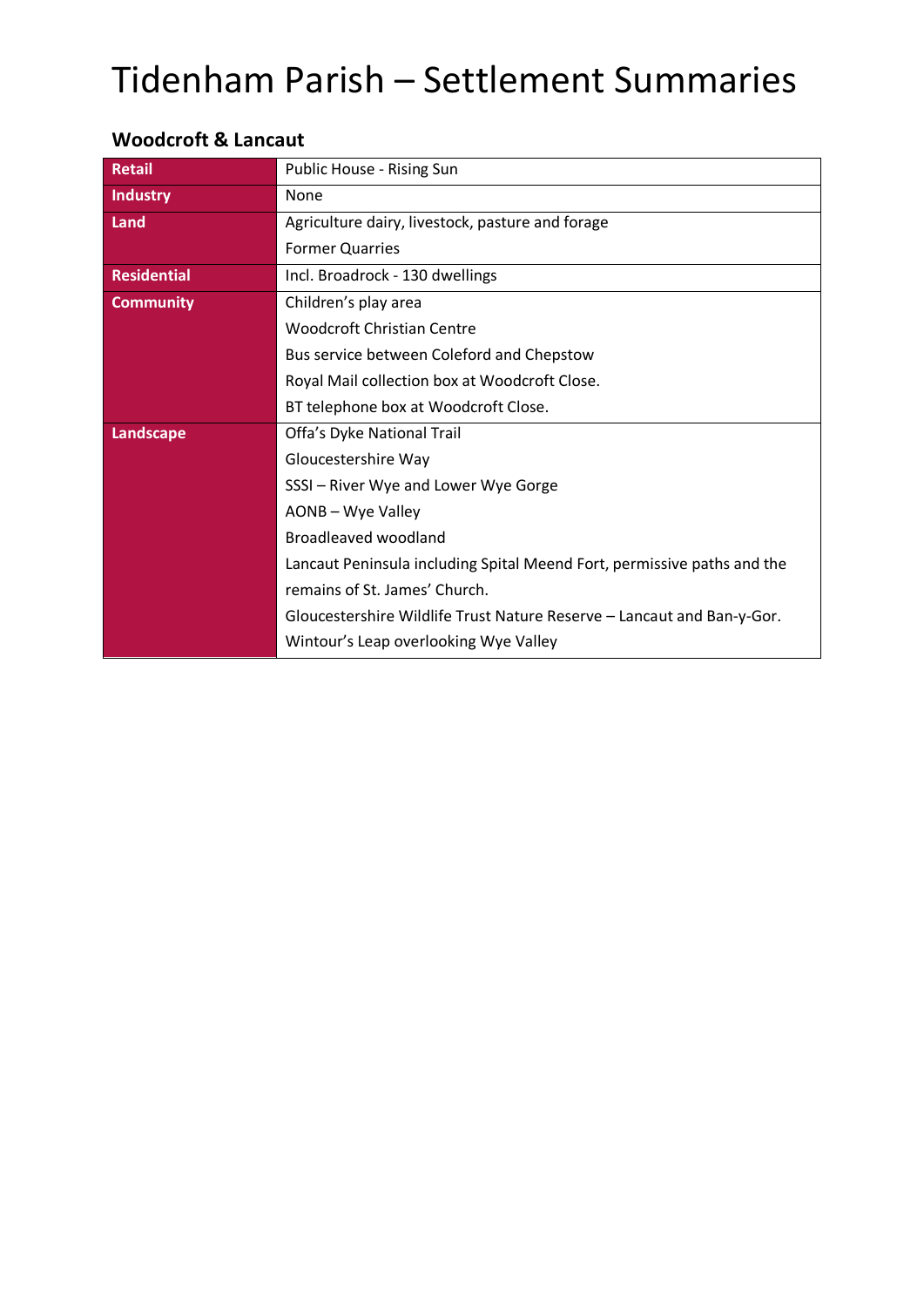# Tidenham Parish – Settlement Summaries

### Woodcroft & Lancaut

| | |
|---|---|
| **Retail** | Public House - Rising Sun |
| **Industry** | None |
| **Land** | Agriculture dairy, livestock, pasture and forage<br>Former Quarries |
| **Residential** | Incl. Broadrock - 130 dwellings |
| **Community** | Children's play area<br>Woodcroft Christian Centre<br>Bus service between Coleford and Chepstow<br>Royal Mail collection box at Woodcroft Close.<br>BT telephone box at Woodcroft Close. |
| **Landscape** | Offa's Dyke National Trail<br>Gloucestershire Way<br>SSSI – River Wye and Lower Wye Gorge<br>AONB – Wye Valley<br>Broadleaved woodland<br>Lancaut Peninsula including Spital Meend Fort, permissive paths and the remains of St. James' Church.<br>Gloucestershire Wildlife Trust Nature Reserve – Lancaut and Ban-y-Gor.<br>Wintour's Leap overlooking Wye Valley |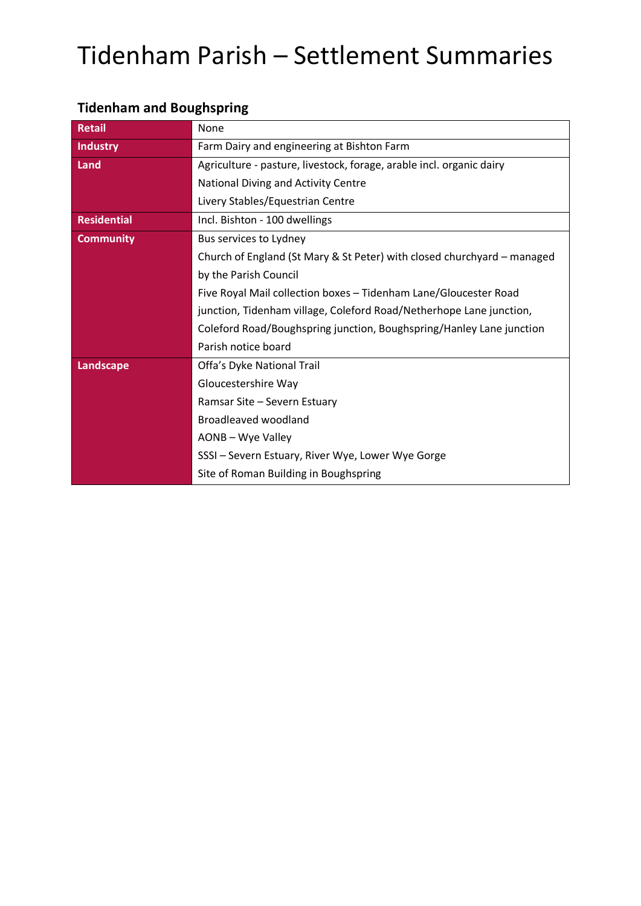# Tidenham Parish – Settlement Summaries

### Tidenham and Boughspring

| | |
|---|---|
| **Retail** | None |
| **Industry** | Farm Dairy and engineering at Bishton Farm |
| **Land** | Agriculture - pasture, livestock, forage, arable incl. organic dairy<br>National Diving and Activity Centre<br>Livery Stables/Equestrian Centre |
| **Residential** | Incl. Bishton - 100 dwellings |
| **Community** | Bus services to Lydney<br>Church of England (St Mary & St Peter) with closed churchyard – managed by the Parish Council<br>Five Royal Mail collection boxes – Tidenham Lane/Gloucester Road junction, Tidenham village, Coleford Road/Netherhope Lane junction, Coleford Road/Boughspring junction, Boughspring/Hanley Lane junction<br>Parish notice board |
| **Landscape** | Offa's Dyke National Trail<br>Gloucestershire Way<br>Ramsar Site – Severn Estuary<br>Broadleaved woodland<br>AONB – Wye Valley<br>SSSI – Severn Estuary, River Wye, Lower Wye Gorge<br>Site of Roman Building in Boughspring |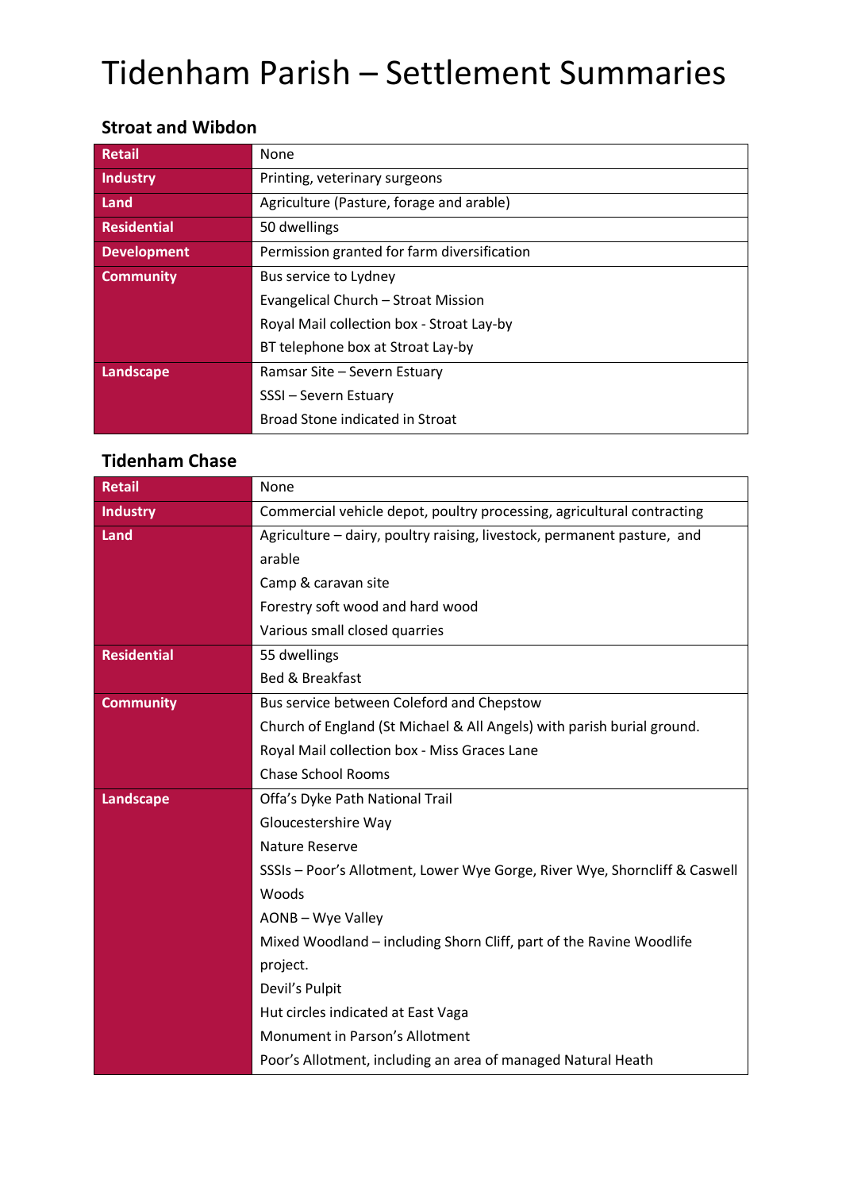# Tidenham Parish – Settlement Summaries

## Stroat and Wibdon

| | |
|---|---|
| **Retail** | None |
| **Industry** | Printing, veterinary surgeons |
| **Land** | Agriculture (Pasture, forage and arable) |
| **Residential** | 50 dwellings |
| **Development** | Permission granted for farm diversification |
| **Community** | Bus service to Lydney<br>Evangelical Church – Stroat Mission<br>Royal Mail collection box - Stroat Lay-by<br>BT telephone box at Stroat Lay-by |
| **Landscape** | Ramsar Site – Severn Estuary<br>SSSI – Severn Estuary<br>Broad Stone indicated in Stroat |

## Tidenham Chase

| | |
|---|---|
| **Retail** | None |
| **Industry** | Commercial vehicle depot, poultry processing, agricultural contracting |
| **Land** | Agriculture – dairy, poultry raising, livestock, permanent pasture, and arable<br>Camp & caravan site<br>Forestry soft wood and hard wood<br>Various small closed quarries |
| **Residential** | 55 dwellings<br>Bed & Breakfast |
| **Community** | Bus service between Coleford and Chepstow<br>Church of England (St Michael & All Angels) with parish burial ground.<br>Royal Mail collection box - Miss Graces Lane<br>Chase School Rooms |
| **Landscape** | Offa's Dyke Path National Trail<br>Gloucestershire Way<br>Nature Reserve<br>SSSIs – Poor's Allotment, Lower Wye Gorge, River Wye, Shorncliff & Caswell Woods<br>AONB – Wye Valley<br>Mixed Woodland – including Shorn Cliff, part of the Ravine Woodlife project.<br>Devil's Pulpit<br>Hut circles indicated at East Vaga<br>Monument in Parson's Allotment<br>Poor's Allotment, including an area of managed Natural Heath |